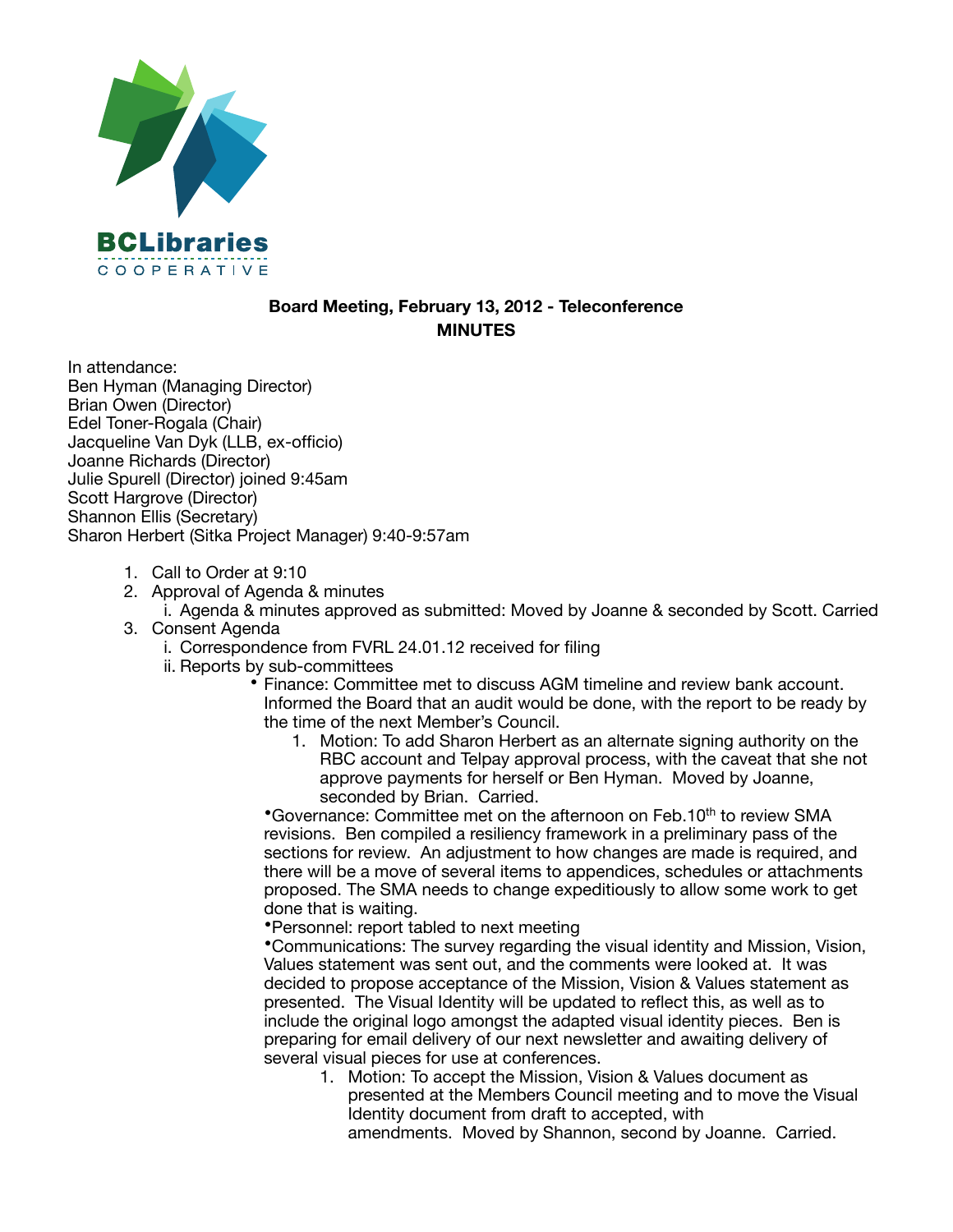BCLibraries COOPERATIVE

**Board Meeting, February 13, 2012 - Teleconference**
**MINUTES**

In attendance:
Ben Hyman (Managing Director)
Brian Owen (Director)
Edel Toner-Rogala (Chair)
Jacqueline Van Dyk (LLB, ex-officio)
Joanne Richards (Director)
Julie Spurell (Director) joined 9:45am
Scott Hargrove (Director)
Shannon Ellis (Secretary)
Sharon Herbert (Sitka Project Manager) 9:40-9:57am

1. Call to Order at 9:10
2. Approval of Agenda & minutes
   i. Agenda & minutes approved as submitted: Moved by Joanne & seconded by Scott. Carried
3. Consent Agenda
   i. Correspondence from FVRL 24.01.12 received for filing
   ii. Reports by sub-committees
      - Finance: Committee met to discuss AGM timeline and review bank account. Informed the Board that an audit would be done, with the report to be ready by the time of the next Member's Council.
         1. Motion: To add Sharon Herbert as an alternate signing authority on the RBC account and Telpay approval process, with the caveat that she not approve payments for herself or Ben Hyman. Moved by Joanne, seconded by Brian. Carried.
      - Governance: Committee met on the afternoon on Feb.10th to review SMA revisions. Ben compiled a resiliency framework in a preliminary pass of the sections for review. An adjustment to how changes are made is required, and there will be a move of several items to appendices, schedules or attachments proposed. The SMA needs to change expeditiously to allow some work to get done that is waiting.
      - Personnel: report tabled to next meeting
      - Communications: The survey regarding the visual identity and Mission, Vision, Values statement was sent out, and the comments were looked at. It was decided to propose acceptance of the Mission, Vision & Values statement as presented. The Visual Identity will be updated to reflect this, as well as to include the original logo amongst the adapted visual identity pieces. Ben is preparing for email delivery of our next newsletter and awaiting delivery of several visual pieces for use at conferences.
         1. Motion: To accept the Mission, Vision & Values document as presented at the Members Council meeting and to move the Visual Identity document from draft to accepted, with amendments. Moved by Shannon, second by Joanne. Carried.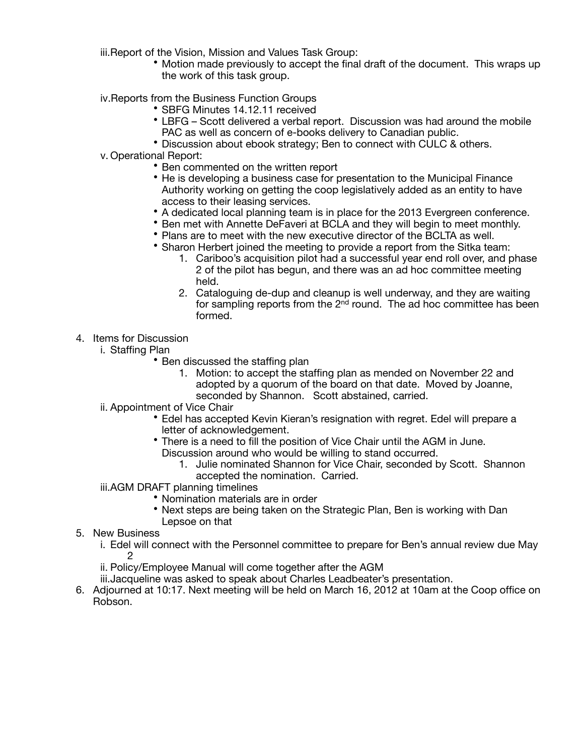iii. Report of the Vision, Mission and Values Task Group:

- Motion made previously to accept the final draft of the document. This wraps up the work of this task group.

iv. Reports from the Business Function Groups

- SBFG Minutes 14.12.11 received
- LBFG – Scott delivered a verbal report. Discussion was had around the mobile PAC as well as concern of e-books delivery to Canadian public.
- Discussion about ebook strategy; Ben to connect with CULC & others.

v. Operational Report:

- Ben commented on the written report
- He is developing a business case for presentation to the Municipal Finance Authority working on getting the coop legislatively added as an entity to have access to their leasing services.
- A dedicated local planning team is in place for the 2013 Evergreen conference.
- Ben met with Annette DeFaveri at BCLA and they will begin to meet monthly.
- Plans are to meet with the new executive director of the BCLTA as well.
- Sharon Herbert joined the meeting to provide a report from the Sitka team:
    1. Cariboo's acquisition pilot had a successful year end roll over, and phase 2 of the pilot has begun, and there was an ad hoc committee meeting held.
    2. Cataloguing de-dup and cleanup is well underway, and they are waiting for sampling reports from the 2nd round. The ad hoc committee has been formed.

4. Items for Discussion

   i. Staffing Plan

   - Ben discussed the staffing plan
       1. Motion: to accept the staffing plan as mended on November 22 and adopted by a quorum of the board on that date. Moved by Joanne, seconded by Shannon. Scott abstained, carried.

   ii. Appointment of Vice Chair

   - Edel has accepted Kevin Kieran's resignation with regret. Edel will prepare a letter of acknowledgement.
   - There is a need to fill the position of Vice Chair until the AGM in June. Discussion around who would be willing to stand occurred.
       1. Julie nominated Shannon for Vice Chair, seconded by Scott. Shannon accepted the nomination. Carried.

   iii. AGM DRAFT planning timelines

   - Nomination materials are in order
   - Next steps are being taken on the Strategic Plan, Ben is working with Dan Lepsoe on that

5. New Business

   i. Edel will connect with the Personnel committee to prepare for Ben's annual review due May 2

   ii. Policy/Employee Manual will come together after the AGM

   iii. Jacqueline was asked to speak about Charles Leadbeater's presentation.

6. Adjourned at 10:17. Next meeting will be held on March 16, 2012 at 10am at the Coop office on Robson.